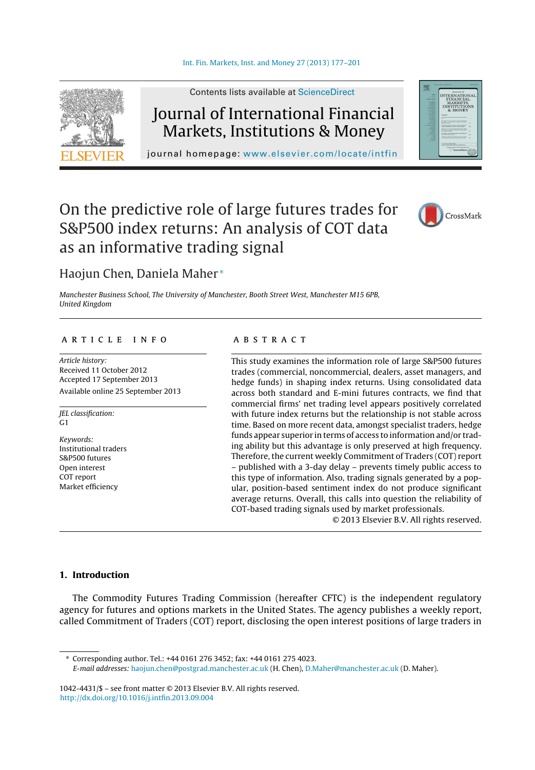Contents lists available at ScienceDirect

# Journal of International Financial Markets, Institutions & Money

journal homepage: www.elsevier.com/locate/intfin

# On the predictive role of large futures trades for S&P500 index returns: An analysis of COT data as an informative trading signal

Haojun Chen, Daniela Maher*

*Manchester Business School, The University of Manchester, Booth Street West, Manchester M15 6PB, United Kingdom*

## ARTICLE INFO

*Article history:*
Received 11 October 2012
Accepted 17 September 2013
Available online 25 September 2013

*JEL classification:*
G1

*Keywords:*
Institutional traders
S&P500 futures
Open interest
COT report
Market efficiency

## ABSTRACT

This study examines the information role of large S&P500 futures trades (commercial, noncommercial, dealers, asset managers, and hedge funds) in shaping index returns. Using consolidated data across both standard and E-mini futures contracts, we find that commercial firms' net trading level appears positively correlated with future index returns but the relationship is not stable across time. Based on more recent data, amongst specialist traders, hedge funds appear superior in terms of access to information and/or trading ability but this advantage is only preserved at high frequency. Therefore, the current weekly Commitment of Traders (COT) report – published with a 3-day delay – prevents timely public access to this type of information. Also, trading signals generated by a popular, position-based sentiment index do not produce significant average returns. Overall, this calls into question the reliability of COT-based trading signals used by market professionals.

© 2013 Elsevier B.V. All rights reserved.

## 1. Introduction

The Commodity Futures Trading Commission (hereafter CFTC) is the independent regulatory agency for futures and options markets in the United States. The agency publishes a weekly report, called Commitment of Traders (COT) report, disclosing the open interest positions of large traders in

---

\* Corresponding author. Tel.: +44 0161 276 3452; fax: +44 0161 275 4023.
*E-mail addresses:* haojun.chen@postgrad.manchester.ac.uk (H. Chen), D.Maher@manchester.ac.uk (D. Maher).

1042-4431/$ – see front matter © 2013 Elsevier B.V. All rights reserved.
http://dx.doi.org/10.1016/j.intfin.2013.09.004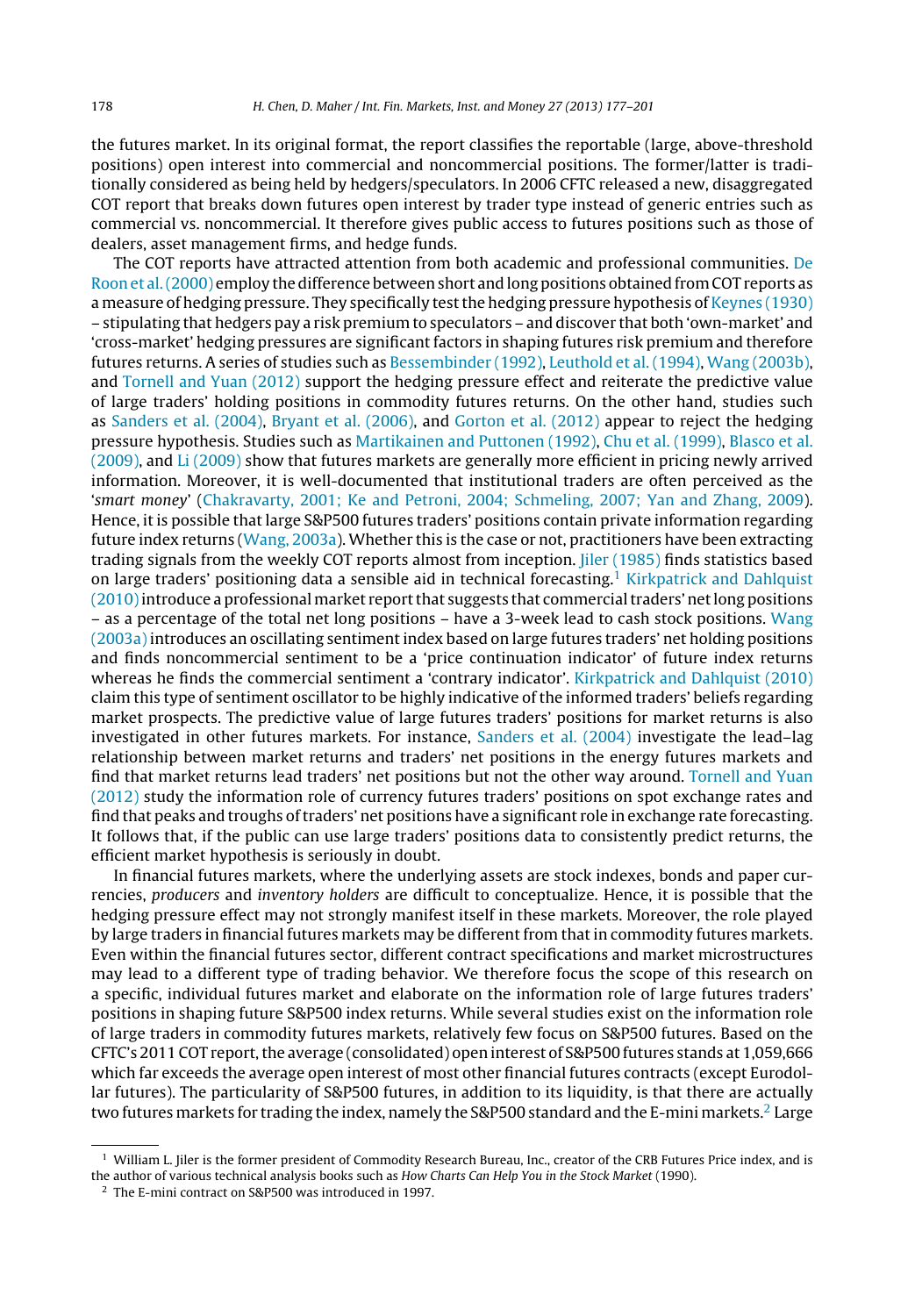the futures market. In its original format, the report classifies the reportable (large, above-threshold positions) open interest into commercial and noncommercial positions. The former/latter is traditionally considered as being held by hedgers/speculators. In 2006 CFTC released a new, disaggregated COT report that breaks down futures open interest by trader type instead of generic entries such as commercial vs. noncommercial. It therefore gives public access to futures positions such as those of dealers, asset management firms, and hedge funds.

The COT reports have attracted attention from both academic and professional communities. De Roon et al. (2000) employ the difference between short and long positions obtained from COT reports as a measure of hedging pressure. They specifically test the hedging pressure hypothesis of Keynes (1930) – stipulating that hedgers pay a risk premium to speculators – and discover that both 'own-market' and 'cross-market' hedging pressures are significant factors in shaping futures risk premium and therefore futures returns. A series of studies such as Bessembinder (1992), Leuthold et al. (1994), Wang (2003b), and Tornell and Yuan (2012) support the hedging pressure effect and reiterate the predictive value of large traders' holding positions in commodity futures returns. On the other hand, studies such as Sanders et al. (2004), Bryant et al. (2006), and Gorton et al. (2012) appear to reject the hedging pressure hypothesis. Studies such as Martikainen and Puttonen (1992), Chu et al. (1999), Blasco et al. (2009), and Li (2009) show that futures markets are generally more efficient in pricing newly arrived information. Moreover, it is well-documented that institutional traders are often perceived as the '*smart money*' (Chakravarty, 2001; Ke and Petroni, 2004; Schmeling, 2007; Yan and Zhang, 2009). Hence, it is possible that large S&P500 futures traders' positions contain private information regarding future index returns (Wang, 2003a). Whether this is the case or not, practitioners have been extracting trading signals from the weekly COT reports almost from inception. Jiler (1985) finds statistics based on large traders' positioning data a sensible aid in technical forecasting.[1] Kirkpatrick and Dahlquist (2010) introduce a professional market report that suggests that commercial traders' net long positions – as a percentage of the total net long positions – have a 3-week lead to cash stock positions. Wang (2003a) introduces an oscillating sentiment index based on large futures traders' net holding positions and finds noncommercial sentiment to be a 'price continuation indicator' of future index returns whereas he finds the commercial sentiment a 'contrary indicator'. Kirkpatrick and Dahlquist (2010) claim this type of sentiment oscillator to be highly indicative of the informed traders' beliefs regarding market prospects. The predictive value of large futures traders' positions for market returns is also investigated in other futures markets. For instance, Sanders et al. (2004) investigate the lead–lag relationship between market returns and traders' net positions in the energy futures markets and find that market returns lead traders' net positions but not the other way around. Tornell and Yuan (2012) study the information role of currency futures traders' positions on spot exchange rates and find that peaks and troughs of traders' net positions have a significant role in exchange rate forecasting. It follows that, if the public can use large traders' positions data to consistently predict returns, the efficient market hypothesis is seriously in doubt.

In financial futures markets, where the underlying assets are stock indexes, bonds and paper currencies, *producers* and *inventory holders* are difficult to conceptualize. Hence, it is possible that the hedging pressure effect may not strongly manifest itself in these markets. Moreover, the role played by large traders in financial futures markets may be different from that in commodity futures markets. Even within the financial futures sector, different contract specifications and market microstructures may lead to a different type of trading behavior. We therefore focus the scope of this research on a specific, individual futures market and elaborate on the information role of large futures traders' positions in shaping future S&P500 index returns. While several studies exist on the information role of large traders in commodity futures markets, relatively few focus on S&P500 futures. Based on the CFTC's 2011 COT report, the average (consolidated) open interest of S&P500 futures stands at 1,059,666 which far exceeds the average open interest of most other financial futures contracts (except Eurodollar futures). The particularity of S&P500 futures, in addition to its liquidity, is that there are actually two futures markets for trading the index, namely the S&P500 standard and the E-mini markets.[2] Large

[1] William L. Jiler is the former president of Commodity Research Bureau, Inc., creator of the CRB Futures Price index, and is the author of various technical analysis books such as *How Charts Can Help You in the Stock Market* (1990).

[2] The E-mini contract on S&P500 was introduced in 1997.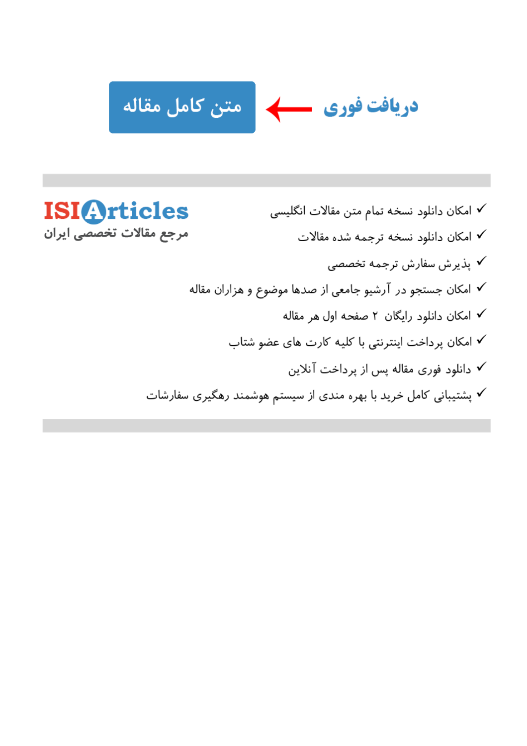دریافت فوری ← متن کامل مقاله

**ISIArticles**
مرجع مقالات تخصصی ایران

- ✓ امکان دانلود نسخه تمام متن مقالات انگلیسی
- ✓ امکان دانلود نسخه ترجمه شده مقالات
- ✓ پذیرش سفارش ترجمه تخصصی
- ✓ امکان جستجو در آرشیو جامعی از صدها موضوع و هزاران مقاله
- ✓ امکان دانلود رایگان ۲ صفحه اول هر مقاله
- ✓ امکان پرداخت اینترنتی با کلیه کارت های عضو شتاب
- ✓ دانلود فوری مقاله پس از پرداخت آنلاین
- ✓ پشتیبانی کامل خرید با بهره مندی از سیستم هوشمند رهگیری سفارشات